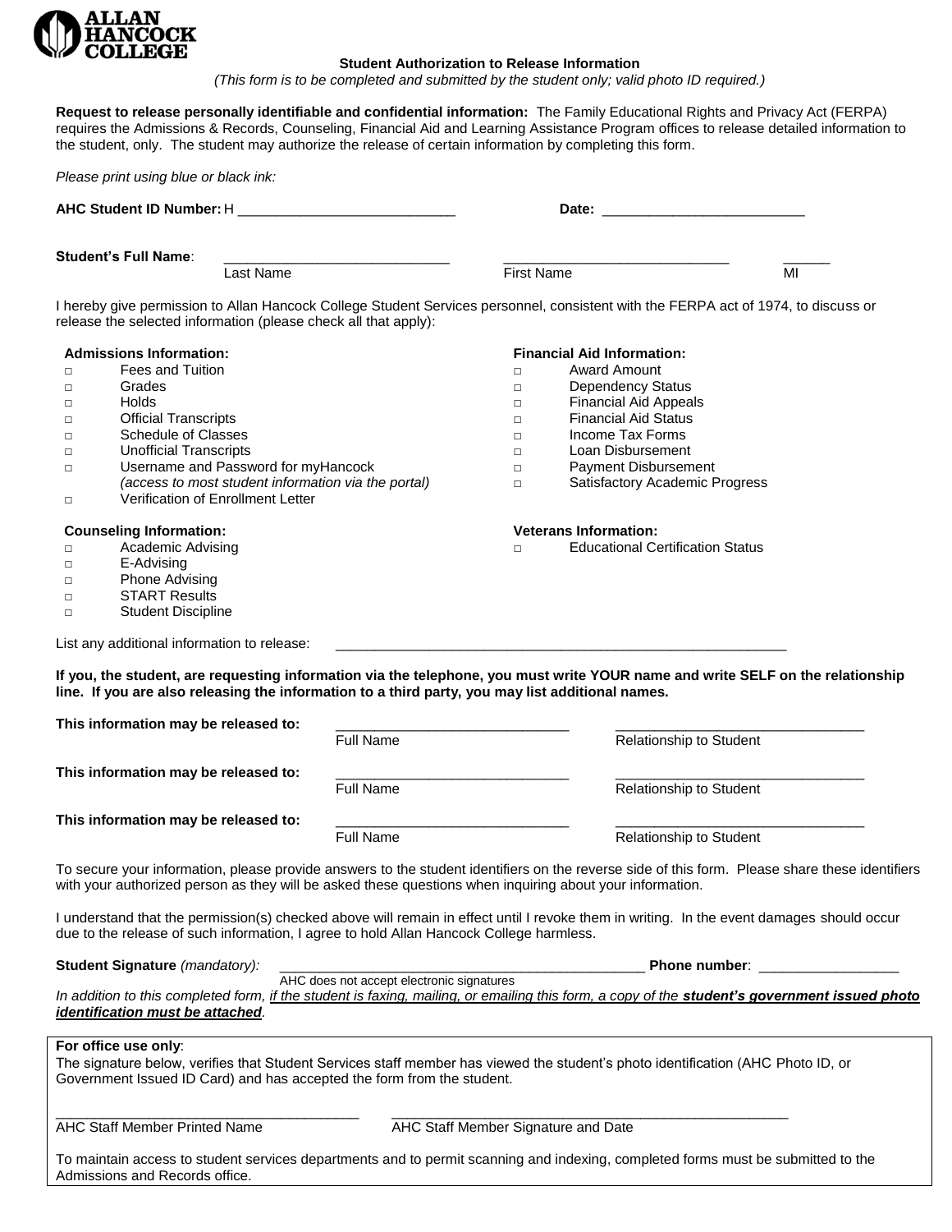**ALLAN HANCOCK COLLEGE**

## Student Authorization to Release Information

*(This form is to be completed and submitted by the student only; valid photo ID required.)*

**Request to release personally identifiable and confidential information:** The Family Educational Rights and Privacy Act (FERPA) requires the Admissions & Records, Counseling, Financial Aid and Learning Assistance Program offices to release detailed information to the student, only. The student may authorize the release of certain information by completing this form.

*Please print using blue or black ink:*

**AHC Student ID Number:** H ___________________________ **Date:** _________________________

**Student's Full Name**: ____________________________ ____________________________ ______

Last Name First Name MI

I hereby give permission to Allan Hancock College Student Services personnel, consistent with the FERPA act of 1974, to discuss or release the selected information (please check all that apply):

**Admissions Information:**

- □ Fees and Tuition
- □ Grades
- □ Holds
- □ Official Transcripts
- □ Schedule of Classes
- □ Unofficial Transcripts
- □ Username and Password for myHancock *(access to most student information via the portal)*
- □ Verification of Enrollment Letter

**Counseling Information:**

- □ Academic Advising
- □ E-Advising
- □ Phone Advising
- □ START Results
- □ Student Discipline

**Financial Aid Information:**

- □ Award Amount
- □ Dependency Status
- □ Financial Aid Appeals
- □ Financial Aid Status
- □ Income Tax Forms
- □ Loan Disbursement
- □ Payment Disbursement
- □ Satisfactory Academic Progress

**Veterans Information:**

- □ Educational Certification Status

List any additional information to release: ____________________________________________________________

**If you, the student, are requesting information via the telephone, you must write YOUR name and write SELF on the relationship line. If you are also releasing the information to a third party, you may list additional names.**

**This information may be released to:** ______________________________ ________________________________

Full Name Relationship to Student

**This information may be released to:** ______________________________ ________________________________

Full Name Relationship to Student

**This information may be released to:** ______________________________ ________________________________

Full Name Relationship to Student

To secure your information, please provide answers to the student identifiers on the reverse side of this form. Please share these identifiers with your authorized person as they will be asked these questions when inquiring about your information.

I understand that the permission(s) checked above will remain in effect until I revoke them in writing. In the event damages should occur due to the release of such information, I agree to hold Allan Hancock College harmless.

**Student Signature** *(mandatory):* ______________________________________________ **Phone number**: _________________

AHC does not accept electronic signatures

*In addition to this completed form, if the student is faxing, mailing, or emailing this form, a copy of the **student's government issued photo identification must be attached**.*

**For office use only**:

The signature below, verifies that Student Services staff member has viewed the student's photo identification (AHC Photo ID, or Government Issued ID Card) and has accepted the form from the student.

_______________________________________ ___________________________________________________

AHC Staff Member Printed Name AHC Staff Member Signature and Date

To maintain access to student services departments and to permit scanning and indexing, completed forms must be submitted to the Admissions and Records office.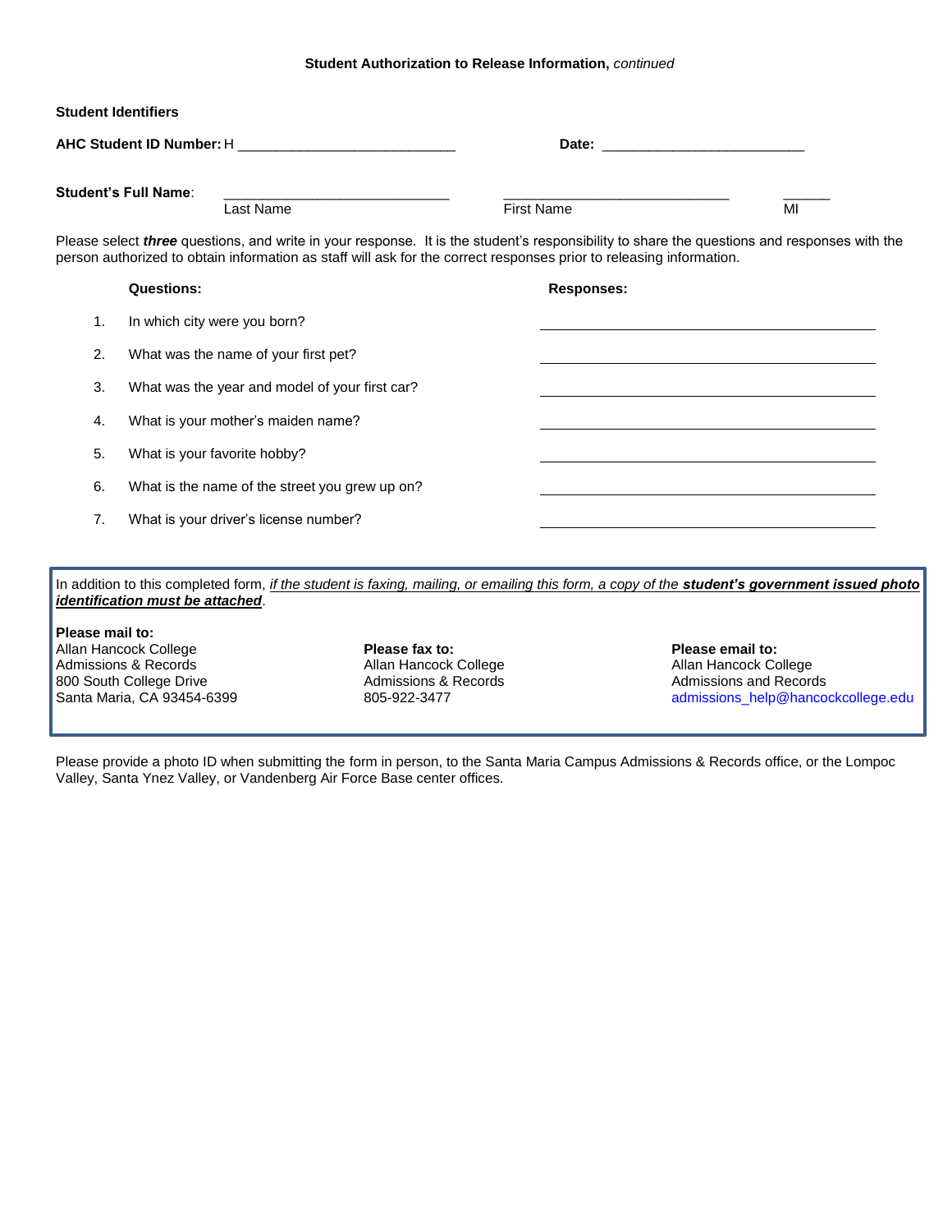**Student Authorization to Release Information,** *continued*

**Student Identifiers**

**AHC Student ID Number:** H ____________________________ **Date:** __________________________

**Student's Full Name**: _____________________________ _____________________________ ______

Last Name First Name MI

Please select ***three*** questions, and write in your response. It is the student's responsibility to share the questions and responses with the person authorized to obtain information as staff will ask for the correct responses prior to releasing information.

| | Questions: | Responses: |
|---|---|---|
| 1. | In which city were you born? | |
| 2. | What was the name of your first pet? | |
| 3. | What was the year and model of your first car? | |
| 4. | What is your mother's maiden name? | |
| 5. | What is your favorite hobby? | |
| 6. | What is the name of the street you grew up on? | |
| 7. | What is your driver's license number? | |

In addition to this completed form, *if the student is faxing, mailing, or emailing this form, a copy of the* ***student's government issued photo identification must be attached***.

**Please mail to:**
Allan Hancock College
Admissions & Records
800 South College Drive
Santa Maria, CA 93454-6399

**Please fax to:**
Allan Hancock College
Admissions & Records
805-922-3477

**Please email to:**
Allan Hancock College
Admissions and Records
admissions_help@hancockcollege.edu

Please provide a photo ID when submitting the form in person, to the Santa Maria Campus Admissions & Records office, or the Lompoc Valley, Santa Ynez Valley, or Vandenberg Air Force Base center offices.